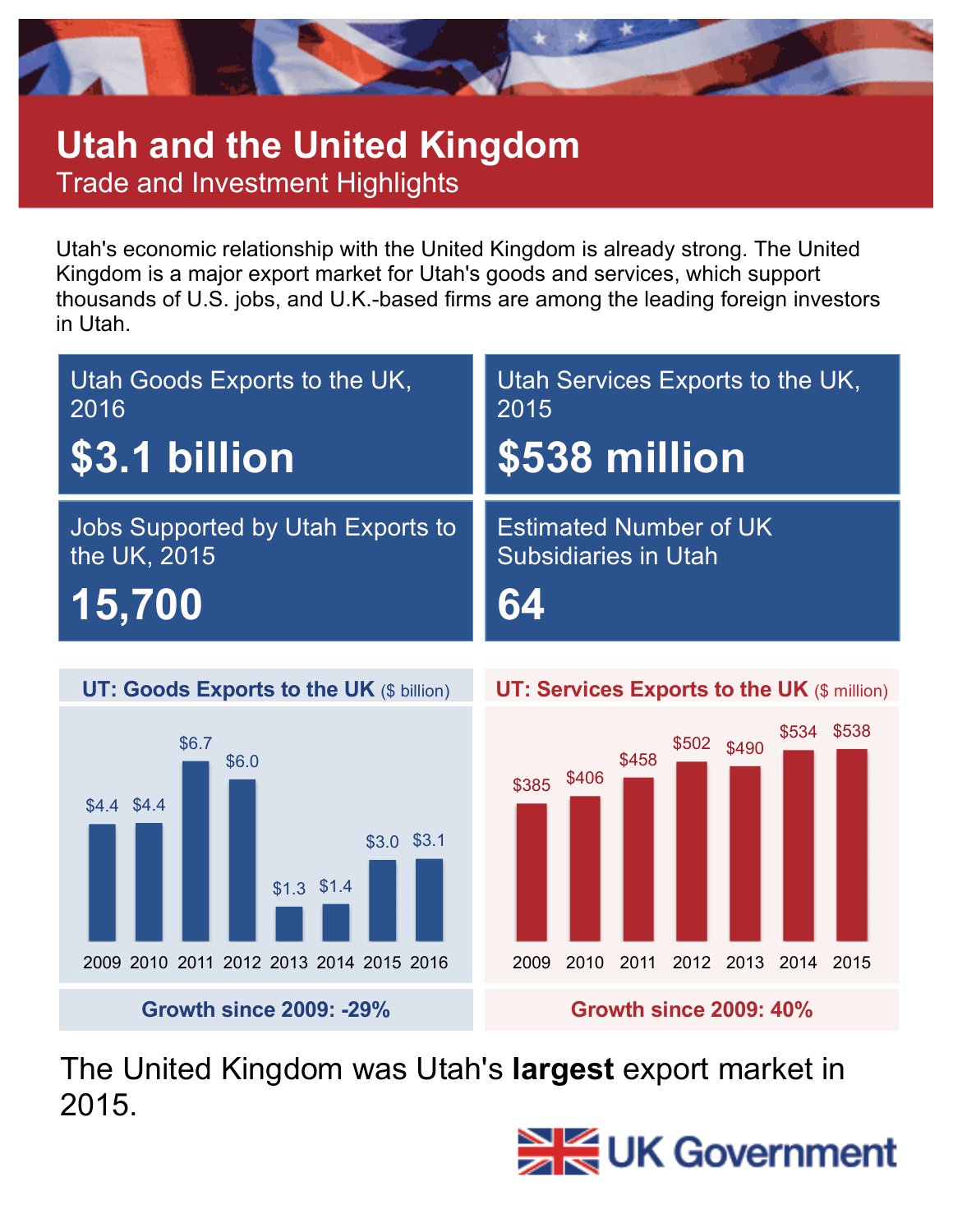# Utah and the United Kingdom

## Trade and Investment Highlights

Utah's economic relationship with the United Kingdom is already strong. The United Kingdom is a major export market for Utah's goods and services, which support thousands of U.S. jobs, and U.K.-based firms are among the leading foreign investors in Utah.

| Utah Goods Exports to the UK, 2016 | Utah Services Exports to the UK, 2015 |
| --- | --- |
| **$3.1 billion** | **$538 million** |

| Jobs Supported by Utah Exports to the UK, 2015 | Estimated Number of UK Subsidiaries in Utah |
| --- | --- |
| **15,700** | **64** |

**UT: Goods Exports to the UK** ($ billion)

| 2009 | 2010 | 2011 | 2012 | 2013 | 2014 | 2015 | 2016 |
| --- | --- | --- | --- | --- | --- | --- | --- |
| $4.4 | $4.4 | $6.7 | $6.0 | $1.3 | $1.4 | $3.0 | $3.1 |

**Growth since 2009: -29%**

**UT: Services Exports to the UK** ($ million)

| 2009 | 2010 | 2011 | 2012 | 2013 | 2014 | 2015 |
| --- | --- | --- | --- | --- | --- | --- |
| $385 | $406 | $458 | $502 | $490 | $534 | $538 |

**Growth since 2009: 40%**

The United Kingdom was Utah's **largest** export market in 2015.

UK Government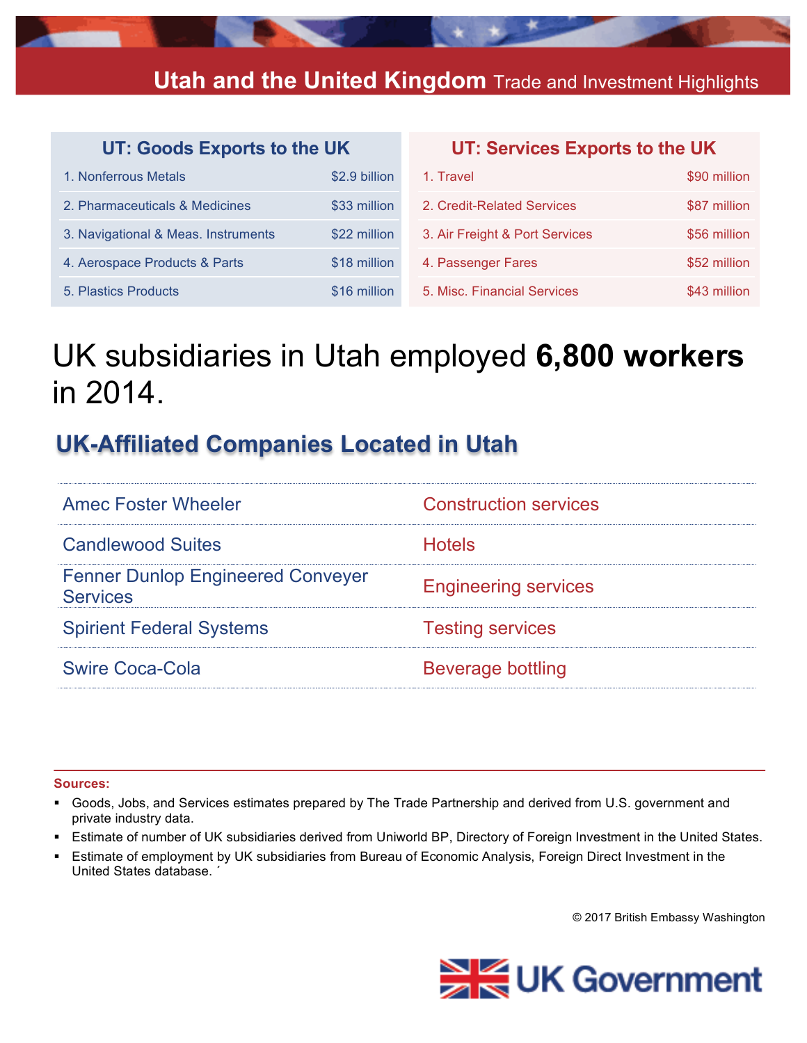# Utah and the United Kingdom Trade and Investment Highlights

## UT: Goods Exports to the UK

| | |
|---|---|
| 1. Nonferrous Metals | $2.9 billion |
| 2. Pharmaceuticals & Medicines | $33 million |
| 3. Navigational & Meas. Instruments | $22 million |
| 4. Aerospace Products & Parts | $18 million |
| 5. Plastics Products | $16 million |

## UT: Services Exports to the UK

| | |
|---|---|
| 1. Travel | $90 million |
| 2. Credit-Related Services | $87 million |
| 3. Air Freight & Port Services | $56 million |
| 4. Passenger Fares | $52 million |
| 5. Misc. Financial Services | $43 million |

UK subsidiaries in Utah employed **6,800 workers** in 2014.

## UK-Affiliated Companies Located in Utah

| | |
|---|---|
| Amec Foster Wheeler | Construction services |
| Candlewood Suites | Hotels |
| Fenner Dunlop Engineered Conveyer Services | Engineering services |
| Spirient Federal Systems | Testing services |
| Swire Coca-Cola | Beverage bottling |

**Sources:**

- Goods, Jobs, and Services estimates prepared by The Trade Partnership and derived from U.S. government and private industry data.
- Estimate of number of UK subsidiaries derived from Uniworld BP, Directory of Foreign Investment in the United States.
- Estimate of employment by UK subsidiaries from Bureau of Economic Analysis, Foreign Direct Investment in the United States database. ´

© 2017 British Embassy Washington

UK Government